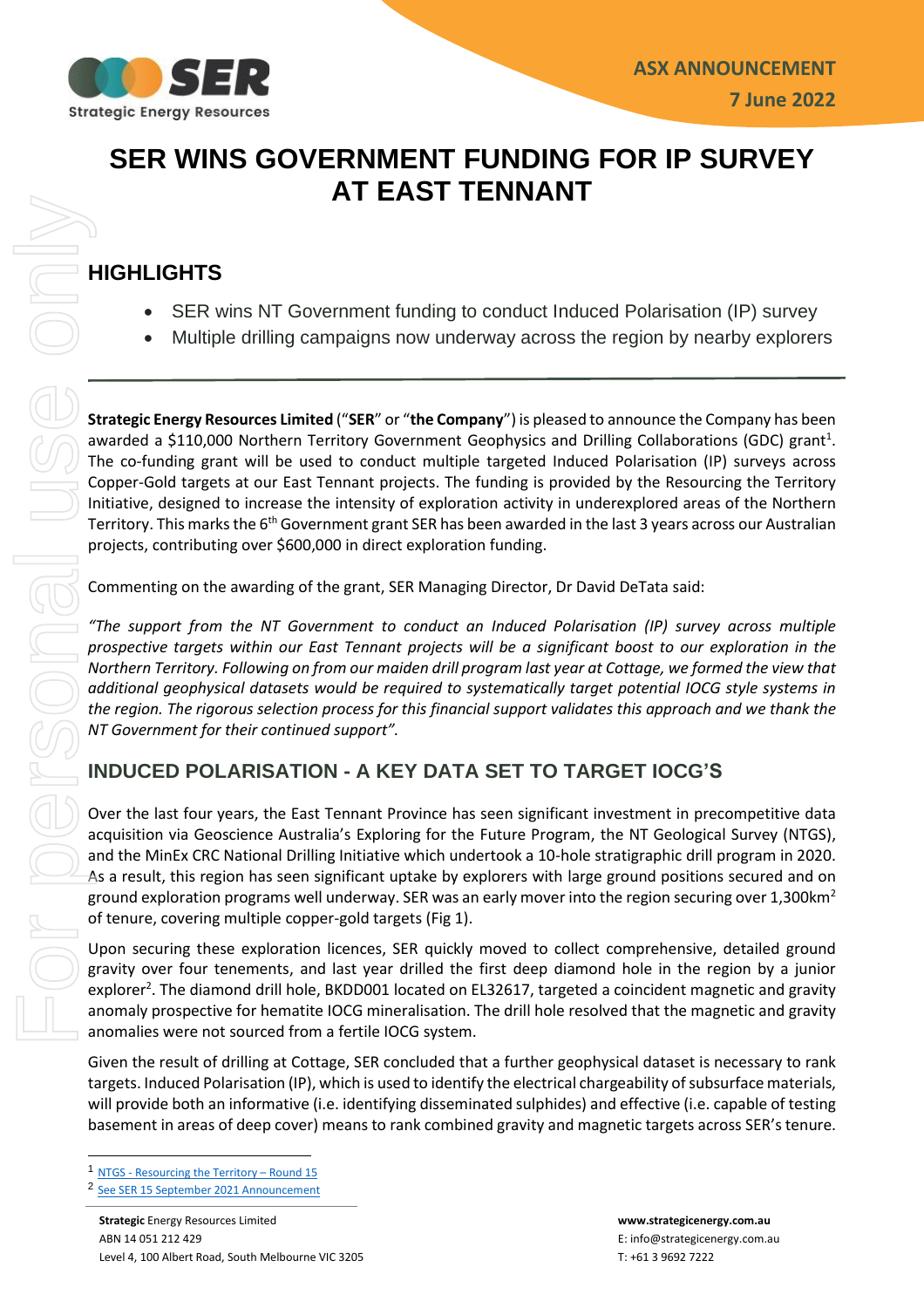ASX ANNOUNCEMENT
7 June 2022

# SER WINS GOVERNMENT FUNDING FOR IP SURVEY AT EAST TENNANT

## HIGHLIGHTS

- SER wins NT Government funding to conduct Induced Polarisation (IP) survey
- Multiple drilling campaigns now underway across the region by nearby explorers

---

**Strategic Energy Resources Limited** ("**SER**" or "**the Company**") is pleased to announce the Company has been awarded a $110,000 Northern Territory Government Geophysics and Drilling Collaborations (GDC) grant[1]. The co-funding grant will be used to conduct multiple targeted Induced Polarisation (IP) surveys across Copper-Gold targets at our East Tennant projects. The funding is provided by the Resourcing the Territory Initiative, designed to increase the intensity of exploration activity in underexplored areas of the Northern Territory. This marks the 6th Government grant SER has been awarded in the last 3 years across our Australian projects, contributing over $600,000 in direct exploration funding.

Commenting on the awarding of the grant, SER Managing Director, Dr David DeTata said:

*"The support from the NT Government to conduct an Induced Polarisation (IP) survey across multiple prospective targets within our East Tennant projects will be a significant boost to our exploration in the Northern Territory. Following on from our maiden drill program last year at Cottage, we formed the view that additional geophysical datasets would be required to systematically target potential IOCG style systems in the region. The rigorous selection process for this financial support validates this approach and we thank the NT Government for their continued support".*

## INDUCED POLARISATION - A KEY DATA SET TO TARGET IOCG'S

Over the last four years, the East Tennant Province has seen significant investment in precompetitive data acquisition via Geoscience Australia's Exploring for the Future Program, the NT Geological Survey (NTGS), and the MinEx CRC National Drilling Initiative which undertook a 10-hole stratigraphic drill program in 2020. As a result, this region has seen significant uptake by explorers with large ground positions secured and on ground exploration programs well underway. SER was an early mover into the region securing over 1,300km$^2$ of tenure, covering multiple copper-gold targets (Fig 1).

Upon securing these exploration licences, SER quickly moved to collect comprehensive, detailed ground gravity over four tenements, and last year drilled the first deep diamond hole in the region by a junior explorer[2]. The diamond drill hole, BKDD001 located on EL32617, targeted a coincident magnetic and gravity anomaly prospective for hematite IOCG mineralisation. The drill hole resolved that the magnetic and gravity anomalies were not sourced from a fertile IOCG system.

Given the result of drilling at Cottage, SER concluded that a further geophysical dataset is necessary to rank targets. Induced Polarisation (IP), which is used to identify the electrical chargeability of subsurface materials, will provide both an informative (i.e. identifying disseminated sulphides) and effective (i.e. capable of testing basement in areas of deep cover) means to rank combined gravity and magnetic targets across SER's tenure.

[1] NTGS - Resourcing the Territory – Round 15
[2] See SER 15 September 2021 Announcement

**Strategic** Energy Resources Limited
ABN 14 051 212 429
Level 4, 100 Albert Road, South Melbourne VIC 3205

www.strategicenergy.com.au
E: info@strategicenergy.com.au
T: +61 3 9692 7222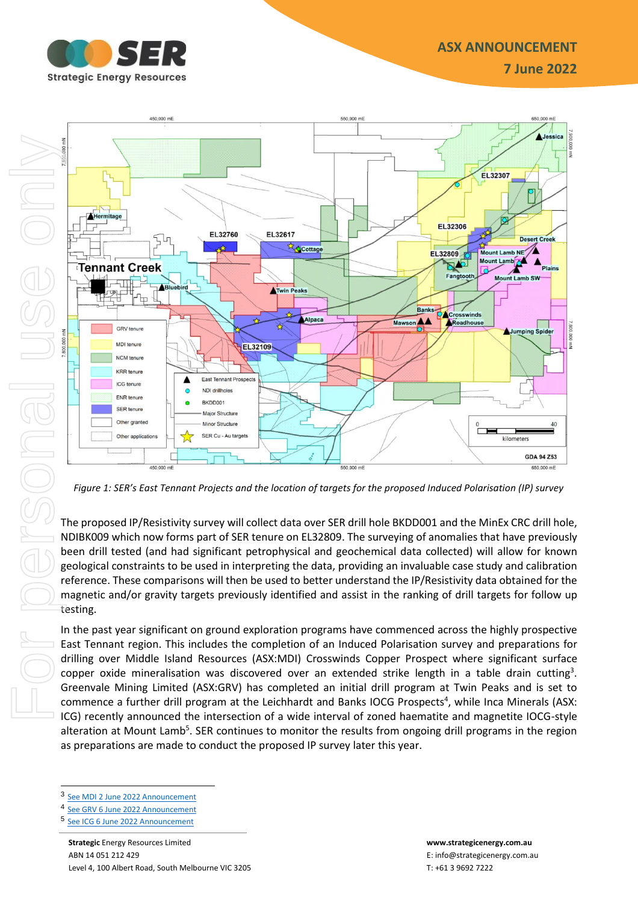*Figure 1: SER's East Tennant Projects and the location of targets for the proposed Induced Polarisation (IP) survey*

The proposed IP/Resistivity survey will collect data over SER drill hole BKDD001 and the MinEx CRC drill hole, NDIBK009 which now forms part of SER tenure on EL32809. The surveying of anomalies that have previously been drill tested (and had significant petrophysical and geochemical data collected) will allow for known geological constraints to be used in interpreting the data, providing an invaluable case study and calibration reference. These comparisons will then be used to better understand the IP/Resistivity data obtained for the magnetic and/or gravity targets previously identified and assist in the ranking of drill targets for follow up testing.

In the past year significant on ground exploration programs have commenced across the highly prospective East Tennant region. This includes the completion of an Induced Polarisation survey and preparations for drilling over Middle Island Resources (ASX:MDI) Crosswinds Copper Prospect where significant surface copper oxide mineralisation was discovered over an extended strike length in a table drain cutting[3]. Greenvale Mining Limited (ASX:GRV) has completed an initial drill program at Twin Peaks and is set to commence a further drill program at the Leichhardt and Banks IOCG Prospects[4], while Inca Minerals (ASX: ICG) recently announced the intersection of a wide interval of zoned haematite and magnetite IOCG-style alteration at Mount Lamb[5]. SER continues to monitor the results from ongoing drill programs in the region as preparations are made to conduct the proposed IP survey later this year.

---

[3] See MDI 2 June 2022 Announcement
[4] See GRV 6 June 2022 Announcement
[5] See ICG 6 June 2022 Announcement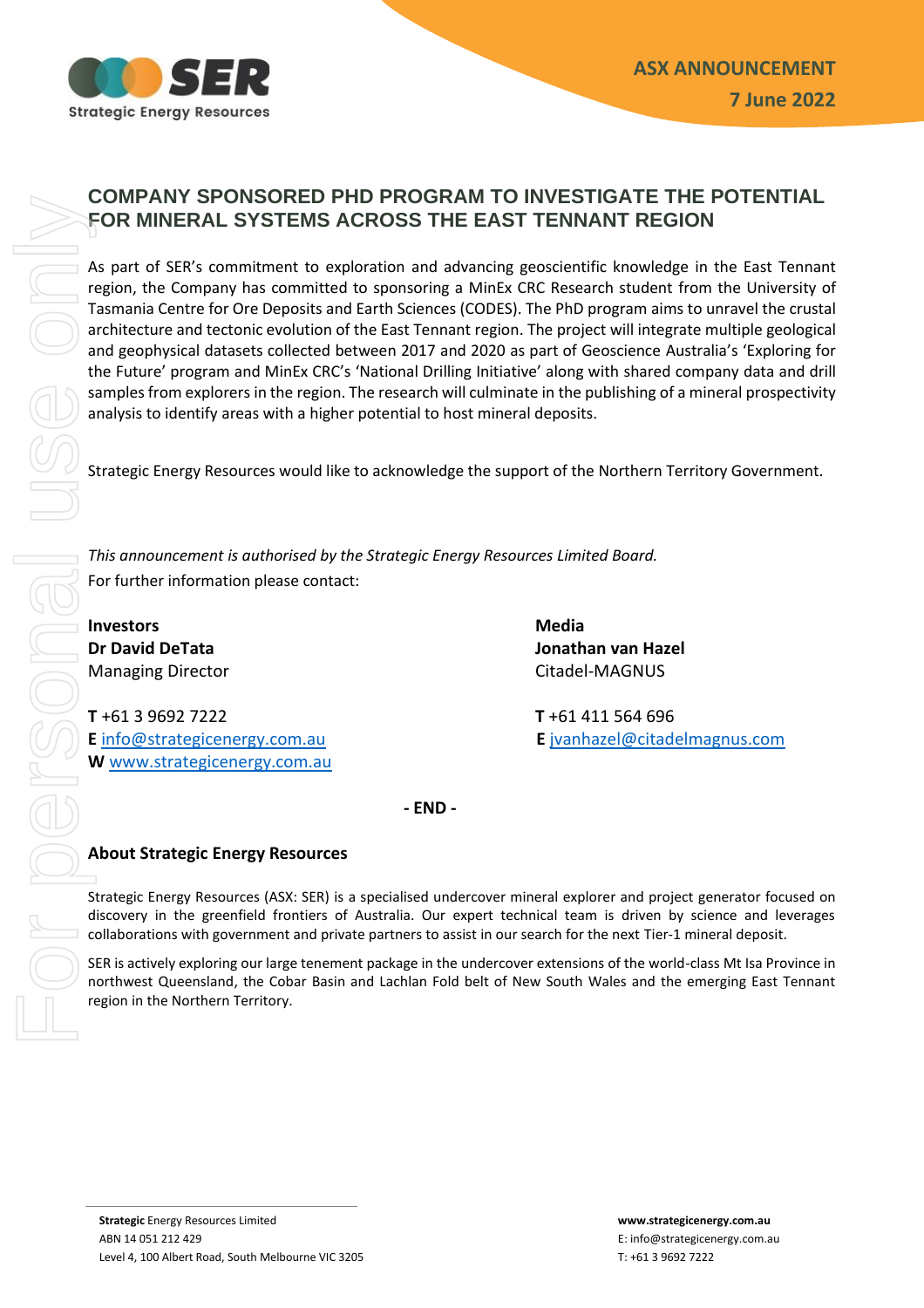# COMPANY SPONSORED PHD PROGRAM TO INVESTIGATE THE POTENTIAL FOR MINERAL SYSTEMS ACROSS THE EAST TENNANT REGION

As part of SER's commitment to exploration and advancing geoscientific knowledge in the East Tennant region, the Company has committed to sponsoring a MinEx CRC Research student from the University of Tasmania Centre for Ore Deposits and Earth Sciences (CODES). The PhD program aims to unravel the crustal architecture and tectonic evolution of the East Tennant region. The project will integrate multiple geological and geophysical datasets collected between 2017 and 2020 as part of Geoscience Australia's 'Exploring for the Future' program and MinEx CRC's 'National Drilling Initiative' along with shared company data and drill samples from explorers in the region. The research will culminate in the publishing of a mineral prospectivity analysis to identify areas with a higher potential to host mineral deposits.

Strategic Energy Resources would like to acknowledge the support of the Northern Territory Government.

*This announcement is authorised by the Strategic Energy Resources Limited Board.*

For further information please contact:

**Investors**
**Dr David DeTata**
Managing Director

**T** +61 3 9692 7222
**E** info@strategicenergy.com.au
**W** www.strategicenergy.com.au

**Media**
**Jonathan van Hazel**
Citadel-MAGNUS

**T** +61 411 564 696
**E** jvanhazel@citadelmagnus.com

**- END -**

## About Strategic Energy Resources

Strategic Energy Resources (ASX: SER) is a specialised undercover mineral explorer and project generator focused on discovery in the greenfield frontiers of Australia. Our expert technical team is driven by science and leverages collaborations with government and private partners to assist in our search for the next Tier-1 mineral deposit.

SER is actively exploring our large tenement package in the undercover extensions of the world-class Mt Isa Province in northwest Queensland, the Cobar Basin and Lachlan Fold belt of New South Wales and the emerging East Tennant region in the Northern Territory.